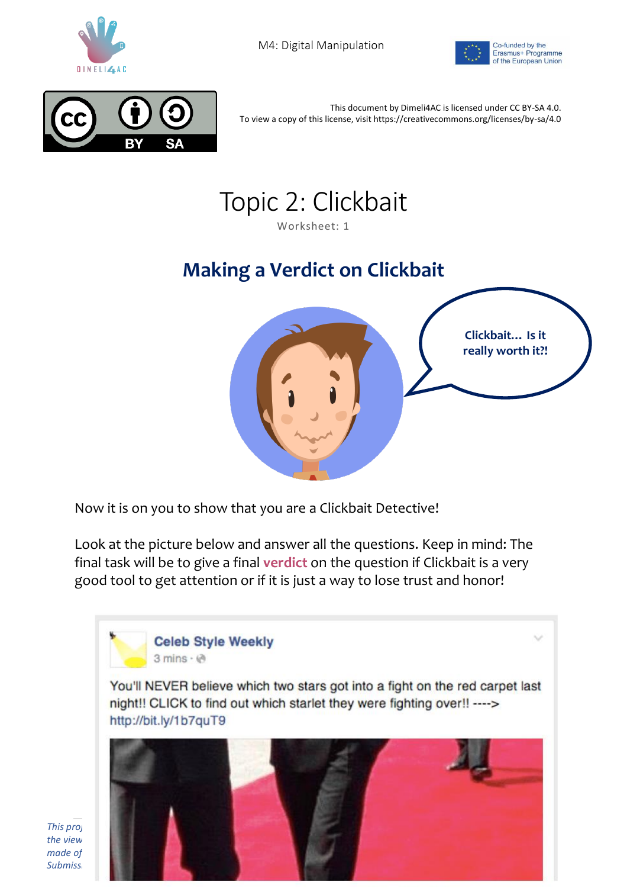This document by Dimeli4AC is licensed under CC BY-SA 4.0.
To view a copy of this license, visit https://creativecommons.org/licenses/by-sa/4.0

# Topic 2: Clickbait

Worksheet: 1

## Making a Verdict on Clickbait

Clickbait… Is it really worth it?!

Now it is on you to show that you are a Clickbait Detective!

Look at the picture below and answer all the questions. Keep in mind: The final task will be to give a final **verdict** on the question if Clickbait is a very good tool to get attention or if it is just a way to lose trust and honor!

**Celeb Style Weekly**
3 mins ·

You'll NEVER believe which two stars got into a fight on the red carpet last night!! CLICK to find out which starlet they were fighting over!! ---->
http://bit.ly/1b7quT9

*This proj… the view… made of… Submiss…*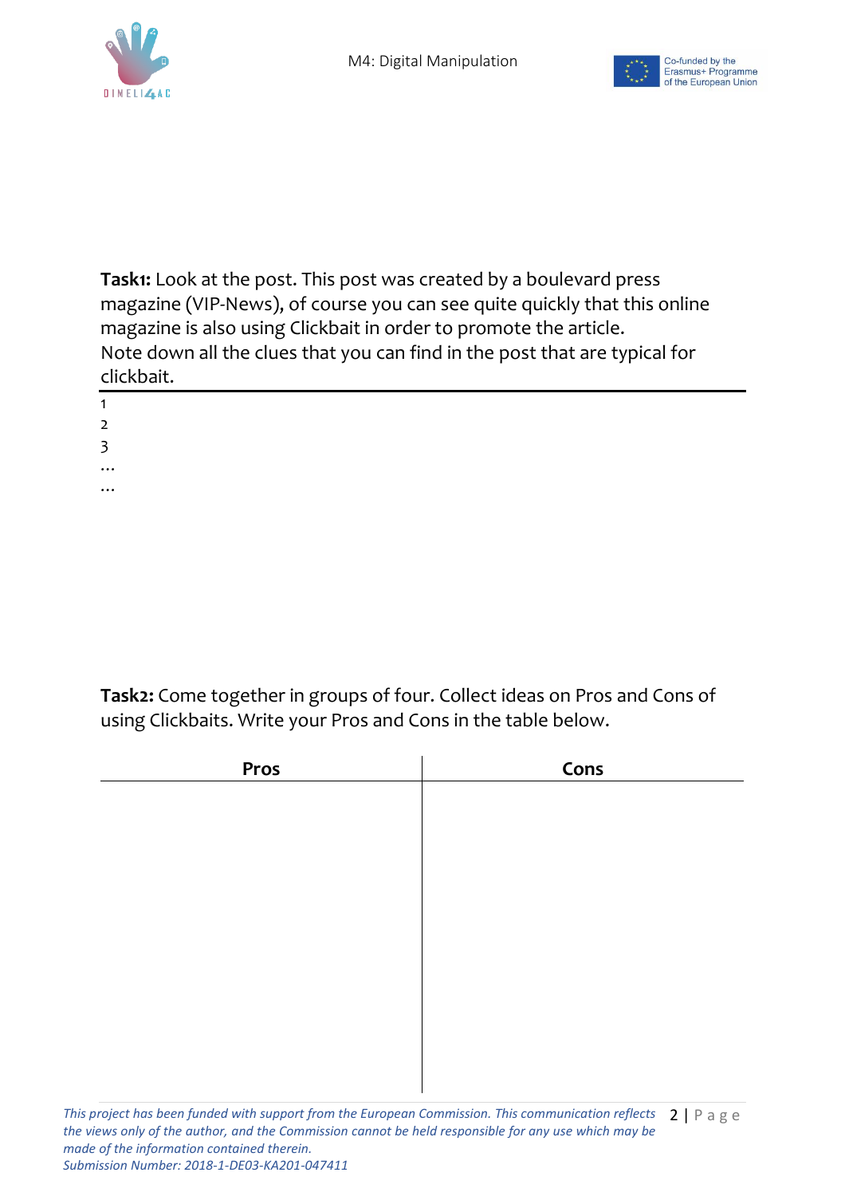**Task1:** Look at the post. This post was created by a boulevard press magazine (VIP-News), of course you can see quite quickly that this online magazine is also using Clickbait in order to promote the article.
Note down all the clues that you can find in the post that are typical for clickbait.

---

1
2
3
…
…

**Task2:** Come together in groups of four. Collect ideas on Pros and Cons of using Clickbaits. Write your Pros and Cons in the table below.

| Pros | Cons |
|---|---|
| | |

*This project has been funded with support from the European Commission. This communication reflects the views only of the author, and the Commission cannot be held responsible for any use which may be made of the information contained therein.*
*Submission Number: 2018-1-DE03-KA201-047411*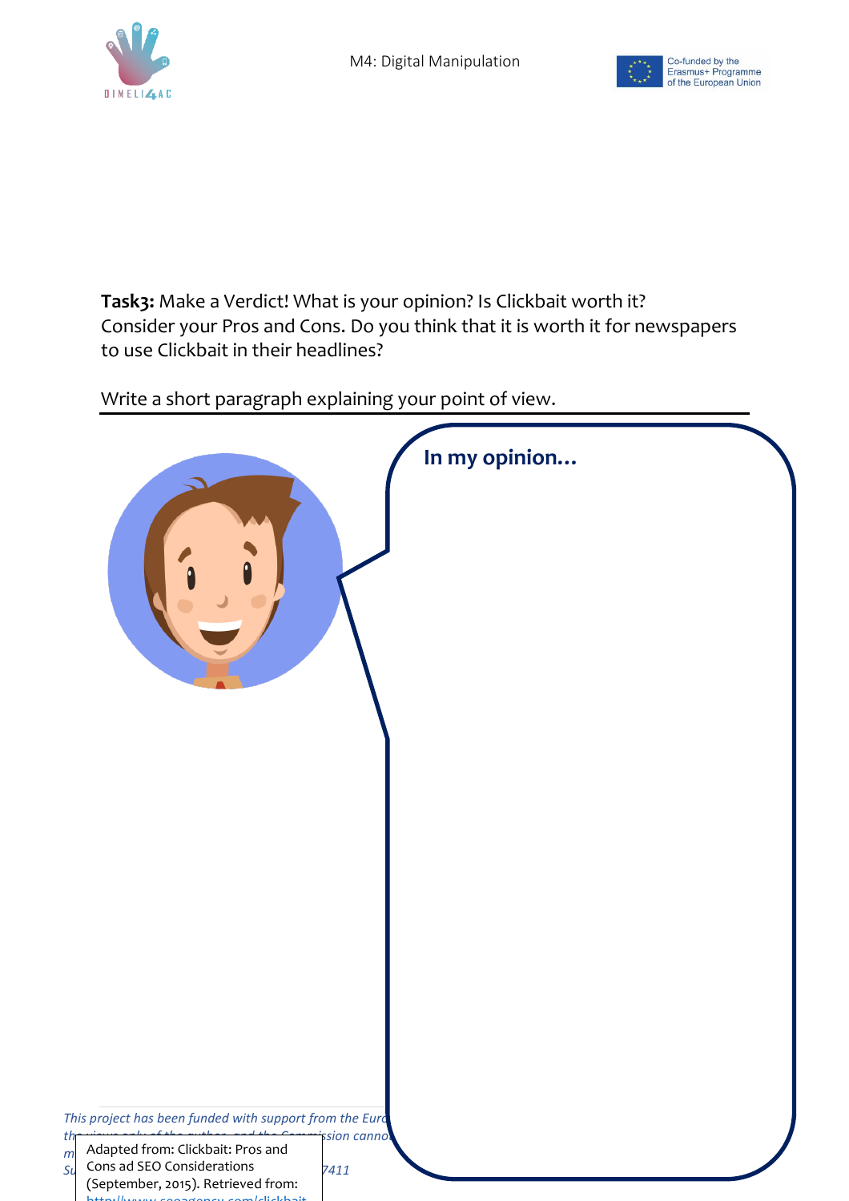**Task3:** Make a Verdict! What is your opinion? Is Clickbait worth it? Consider your Pros and Cons. Do you think that it is worth it for newspapers to use Clickbait in their headlines?

Write a short paragraph explaining your point of view.

**In my opinion…**

Adapted from: Clickbait: Pros and Cons ad SEO Considerations (September, 2015). Retrieved from: http://www.seoagency.com/clickbait